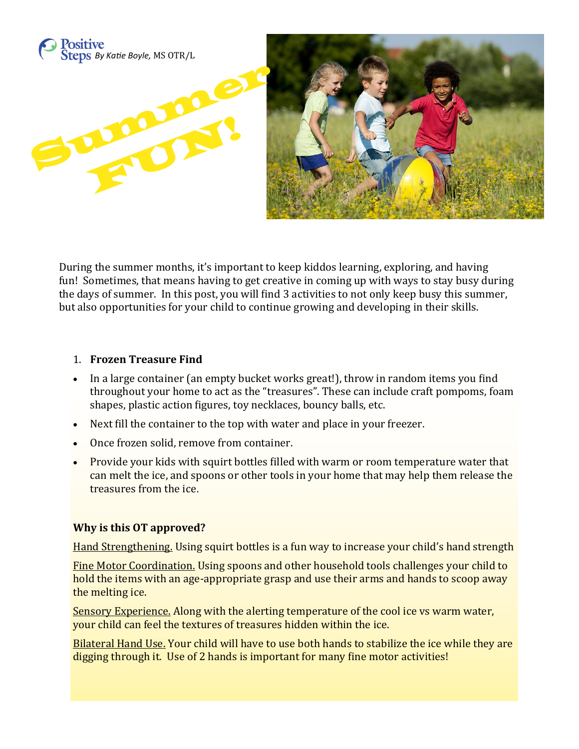Positive Steps *By Katie Boyle,* MS OTR/L

# Summer FUN!

During the summer months, it's important to keep kiddos learning, exploring, and having fun! Sometimes, that means having to get creative in coming up with ways to stay busy during the days of summer. In this post, you will find 3 activities to not only keep busy this summer, but also opportunities for your child to continue growing and developing in their skills.

1. **Frozen Treasure Find**

- In a large container (an empty bucket works great!), throw in random items you find throughout your home to act as the "treasures". These can include craft pompoms, foam shapes, plastic action figures, toy necklaces, bouncy balls, etc.
- Next fill the container to the top with water and place in your freezer.
- Once frozen solid, remove from container.
- Provide your kids with squirt bottles filled with warm or room temperature water that can melt the ice, and spoons or other tools in your home that may help them release the treasures from the ice.

**Why is this OT approved?**

Hand Strengthening. Using squirt bottles is a fun way to increase your child's hand strength

Fine Motor Coordination. Using spoons and other household tools challenges your child to hold the items with an age-appropriate grasp and use their arms and hands to scoop away the melting ice.

Sensory Experience. Along with the alerting temperature of the cool ice vs warm water, your child can feel the textures of treasures hidden within the ice.

Bilateral Hand Use. Your child will have to use both hands to stabilize the ice while they are digging through it. Use of 2 hands is important for many fine motor activities!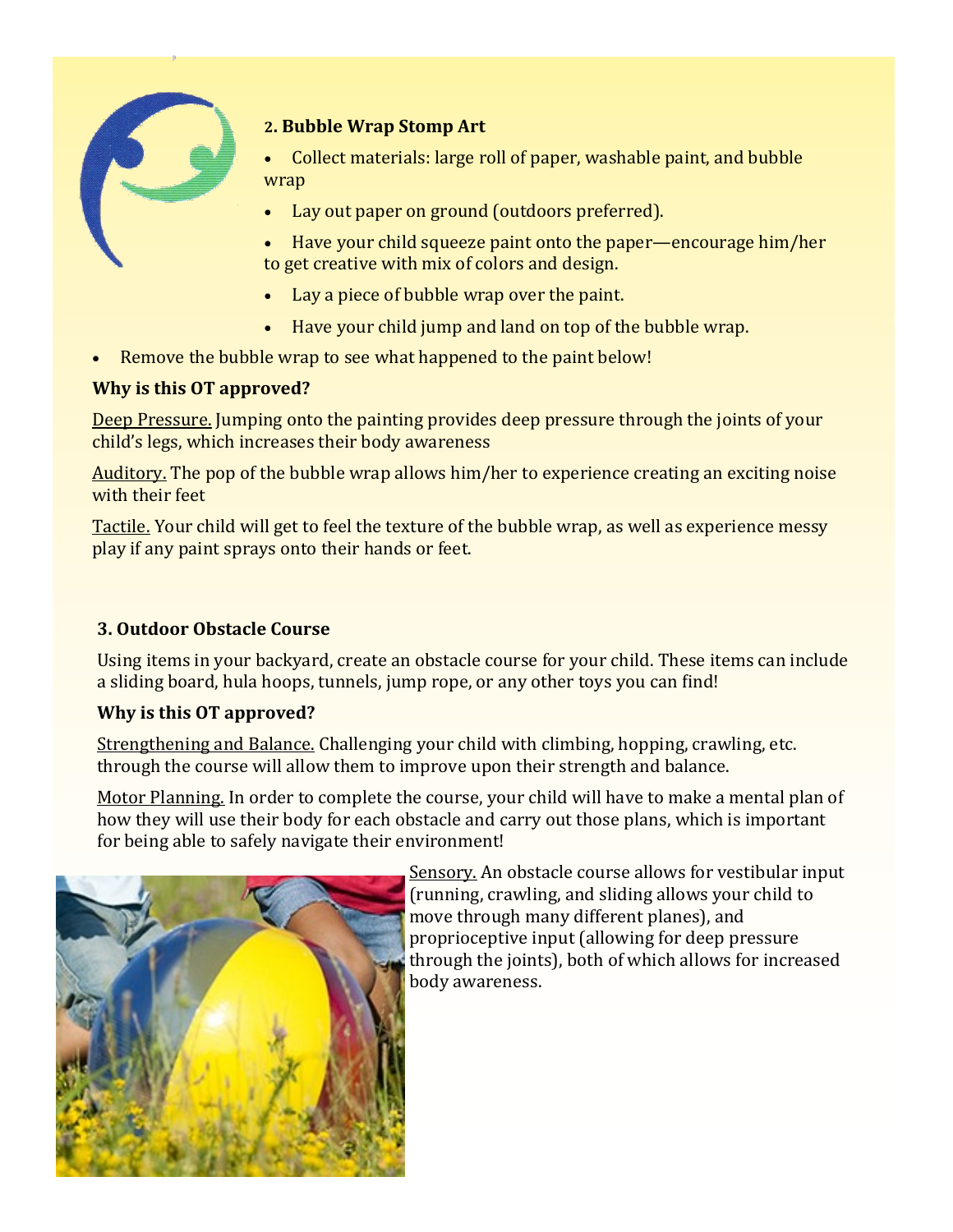**2. Bubble Wrap Stomp Art**

- Collect materials: large roll of paper, washable paint, and bubble wrap
- Lay out paper on ground (outdoors preferred).
- Have your child squeeze paint onto the paper—encourage him/her to get creative with mix of colors and design.
- Lay a piece of bubble wrap over the paint.
- Have your child jump and land on top of the bubble wrap.
- Remove the bubble wrap to see what happened to the paint below!

**Why is this OT approved?**

Deep Pressure. Jumping onto the painting provides deep pressure through the joints of your child's legs, which increases their body awareness

Auditory. The pop of the bubble wrap allows him/her to experience creating an exciting noise with their feet

Tactile. Your child will get to feel the texture of the bubble wrap, as well as experience messy play if any paint sprays onto their hands or feet.

**3. Outdoor Obstacle Course**

Using items in your backyard, create an obstacle course for your child. These items can include a sliding board, hula hoops, tunnels, jump rope, or any other toys you can find!

**Why is this OT approved?**

Strengthening and Balance. Challenging your child with climbing, hopping, crawling, etc. through the course will allow them to improve upon their strength and balance.

Motor Planning. In order to complete the course, your child will have to make a mental plan of how they will use their body for each obstacle and carry out those plans, which is important for being able to safely navigate their environment!

Sensory. An obstacle course allows for vestibular input (running, crawling, and sliding allows your child to move through many different planes), and proprioceptive input (allowing for deep pressure through the joints), both of which allows for increased body awareness.